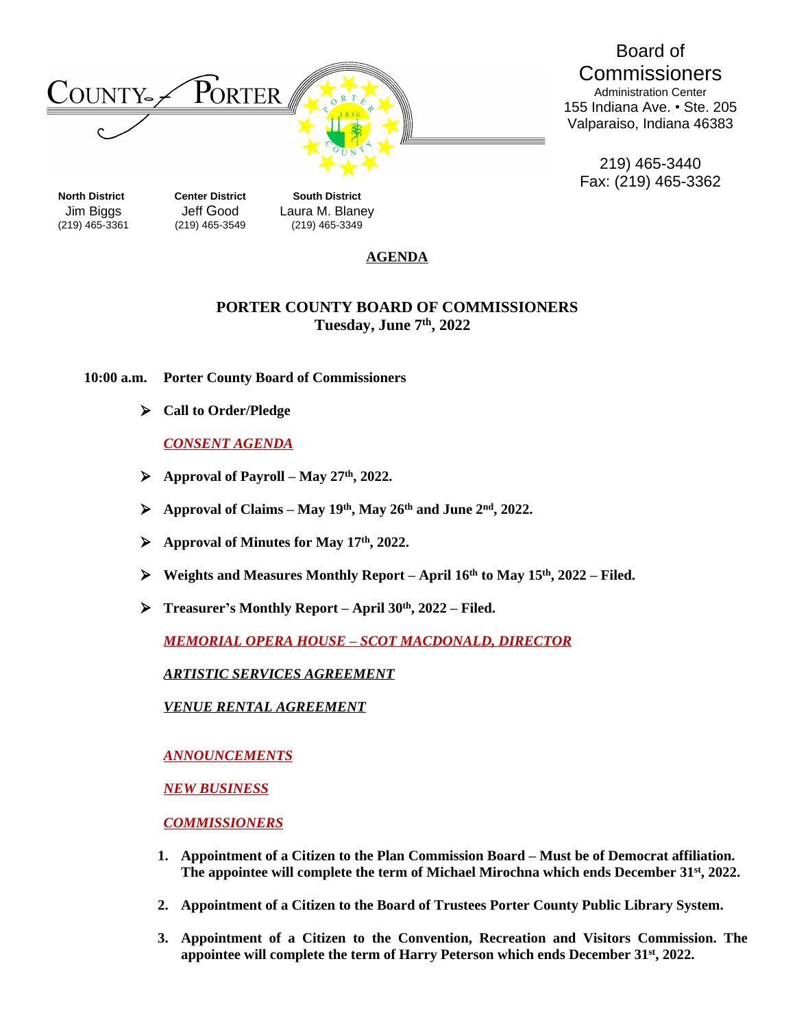COUNTY of PORTER

Board of Commissioners
Administration Center
155 Indiana Ave. • Ste. 205
Valparaiso, Indiana 46383

219) 465-3440
Fax: (219) 465-3362

| North District | Center District | South District |
|---|---|---|
| Jim Biggs | Jeff Good | Laura M. Blaney |
| (219) 465-3361 | (219) 465-3549 | (219) 465-3349 |

# AGENDA

## PORTER COUNTY BOARD OF COMMISSIONERS
**Tuesday, June 7th, 2022**

**10:00 a.m. Porter County Board of Commissioners**

- **Call to Order/Pledge**

***CONSENT AGENDA***

- **Approval of Payroll – May 27th, 2022.**
- **Approval of Claims – May 19th, May 26th and June 2nd, 2022.**
- **Approval of Minutes for May 17th, 2022.**
- **Weights and Measures Monthly Report – April 16th to May 15th, 2022 – Filed.**
- **Treasurer's Monthly Report – April 30th, 2022 – Filed.**

***MEMORIAL OPERA HOUSE – SCOT MACDONALD, DIRECTOR***

***ARTISTIC SERVICES AGREEMENT***

***VENUE RENTAL AGREEMENT***

***ANNOUNCEMENTS***

***NEW BUSINESS***

***COMMISSIONERS***

1. **Appointment of a Citizen to the Plan Commission Board – Must be of Democrat affiliation. The appointee will complete the term of Michael Mirochna which ends December 31st, 2022.**
2. **Appointment of a Citizen to the Board of Trustees Porter County Public Library System.**
3. **Appointment of a Citizen to the Convention, Recreation and Visitors Commission. The appointee will complete the term of Harry Peterson which ends December 31st, 2022.**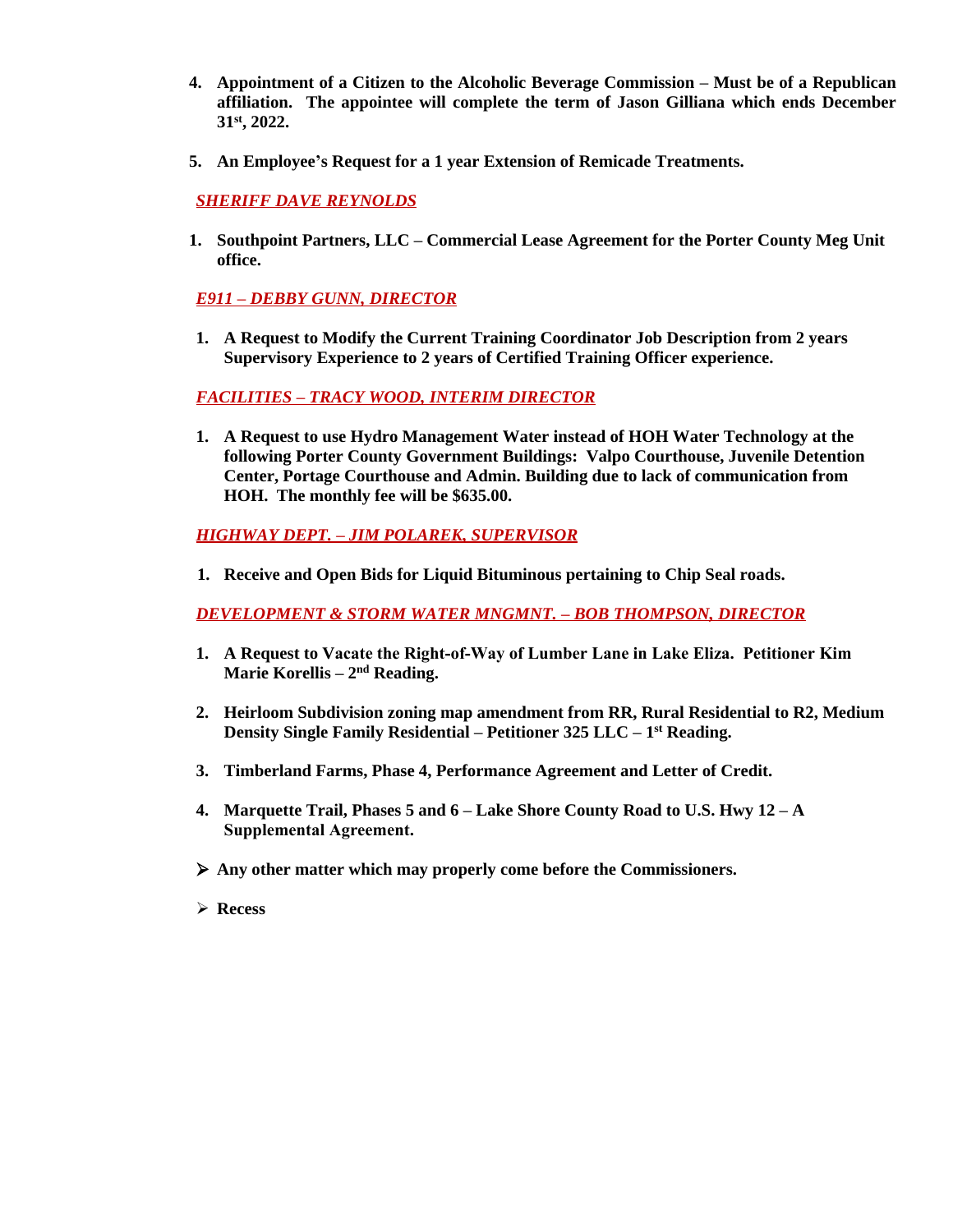4. **Appointment of a Citizen to the Alcoholic Beverage Commission – Must be of a Republican affiliation. The appointee will complete the term of Jason Gilliana which ends December 31st, 2022.**

5. **An Employee's Request for a 1 year Extension of Remicade Treatments.**

***SHERIFF DAVE REYNOLDS***

1. **Southpoint Partners, LLC – Commercial Lease Agreement for the Porter County Meg Unit office.**

***E911 – DEBBY GUNN, DIRECTOR***

1. **A Request to Modify the Current Training Coordinator Job Description from 2 years Supervisory Experience to 2 years of Certified Training Officer experience.**

***FACILITIES – TRACY WOOD, INTERIM DIRECTOR***

1. **A Request to use Hydro Management Water instead of HOH Water Technology at the following Porter County Government Buildings: Valpo Courthouse, Juvenile Detention Center, Portage Courthouse and Admin. Building due to lack of communication from HOH. The monthly fee will be $635.00.**

***HIGHWAY DEPT. – JIM POLAREK, SUPERVISOR***

1. **Receive and Open Bids for Liquid Bituminous pertaining to Chip Seal roads.**

***DEVELOPMENT & STORM WATER MNGMNT. – BOB THOMPSON, DIRECTOR***

1. **A Request to Vacate the Right-of-Way of Lumber Lane in Lake Eliza. Petitioner Kim Marie Korellis – 2nd Reading.**

2. **Heirloom Subdivision zoning map amendment from RR, Rural Residential to R2, Medium Density Single Family Residential – Petitioner 325 LLC – 1st Reading.**

3. **Timberland Farms, Phase 4, Performance Agreement and Letter of Credit.**

4. **Marquette Trail, Phases 5 and 6 – Lake Shore County Road to U.S. Hwy 12 – A Supplemental Agreement.**

- **Any other matter which may properly come before the Commissioners.**

- **Recess**